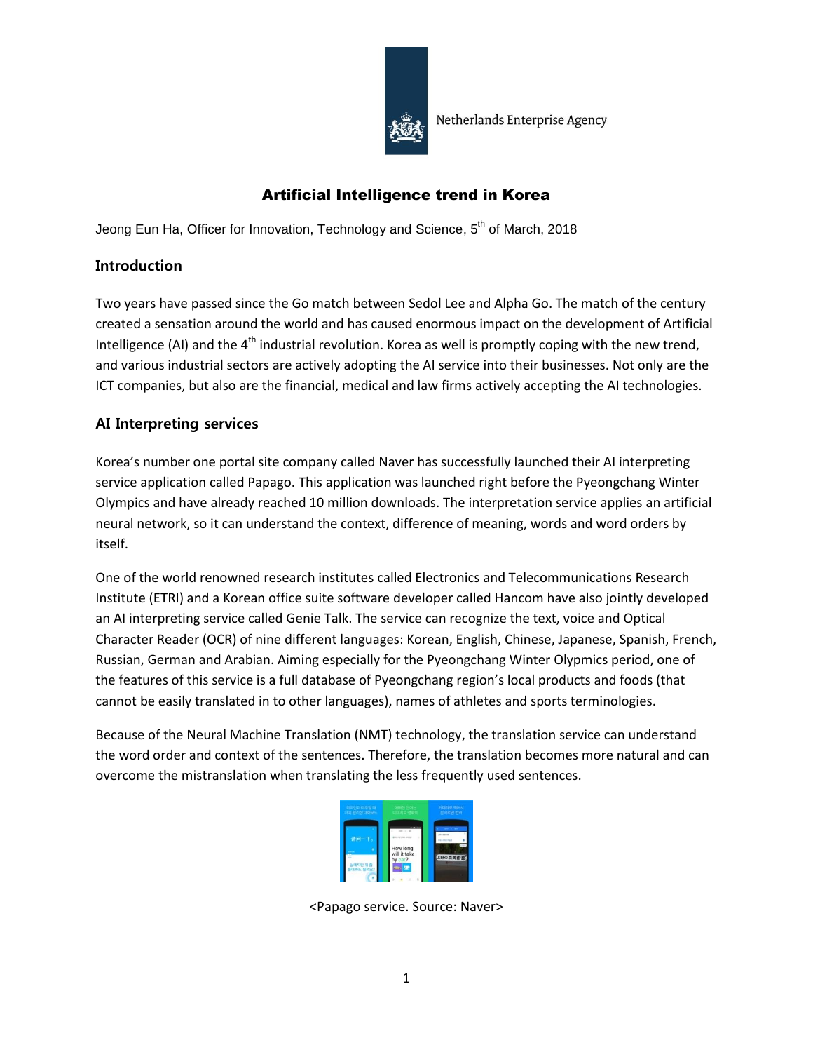Netherlands Enterprise Agency

# Artificial Intelligence trend in Korea

Jeong Eun Ha, Officer for Innovation, Technology and Science, 5th of March, 2018

## Introduction

Two years have passed since the Go match between Sedol Lee and Alpha Go. The match of the century created a sensation around the world and has caused enormous impact on the development of Artificial Intelligence (AI) and the 4th industrial revolution. Korea as well is promptly coping with the new trend, and various industrial sectors are actively adopting the AI service into their businesses. Not only are the ICT companies, but also are the financial, medical and law firms actively accepting the AI technologies.

## AI Interpreting services

Korea's number one portal site company called Naver has successfully launched their AI interpreting service application called Papago. This application was launched right before the Pyeongchang Winter Olympics and have already reached 10 million downloads. The interpretation service applies an artificial neural network, so it can understand the context, difference of meaning, words and word orders by itself.

One of the world renowned research institutes called Electronics and Telecommunications Research Institute (ETRI) and a Korean office suite software developer called Hancom have also jointly developed an AI interpreting service called Genie Talk. The service can recognize the text, voice and Optical Character Reader (OCR) of nine different languages: Korean, English, Chinese, Japanese, Spanish, French, Russian, German and Arabian. Aiming especially for the Pyeongchang Winter Olypmics period, one of the features of this service is a full database of Pyeongchang region's local products and foods (that cannot be easily translated in to other languages), names of athletes and sports terminologies.

Because of the Neural Machine Translation (NMT) technology, the translation service can understand the word order and context of the sentences. Therefore, the translation becomes more natural and can overcome the mistranslation when translating the less frequently used sentences.

<Papago service. Source: Naver>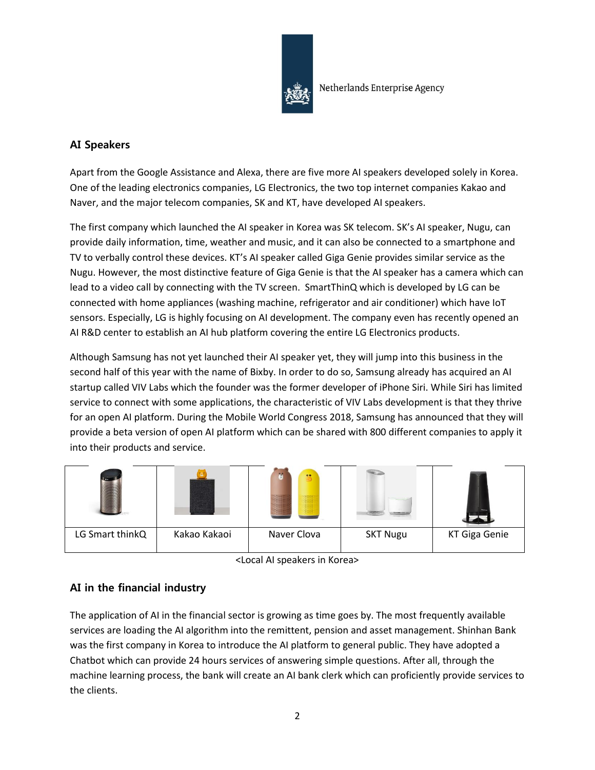## AI Speakers

Apart from the Google Assistance and Alexa, there are five more AI speakers developed solely in Korea. One of the leading electronics companies, LG Electronics, the two top internet companies Kakao and Naver, and the major telecom companies, SK and KT, have developed AI speakers.

The first company which launched the AI speaker in Korea was SK telecom. SK's AI speaker, Nugu, can provide daily information, time, weather and music, and it can also be connected to a smartphone and TV to verbally control these devices. KT's AI speaker called Giga Genie provides similar service as the Nugu. However, the most distinctive feature of Giga Genie is that the AI speaker has a camera which can lead to a video call by connecting with the TV screen. SmartThinQ which is developed by LG can be connected with home appliances (washing machine, refrigerator and air conditioner) which have IoT sensors. Especially, LG is highly focusing on AI development. The company even has recently opened an AI R&D center to establish an AI hub platform covering the entire LG Electronics products.

Although Samsung has not yet launched their AI speaker yet, they will jump into this business in the second half of this year with the name of Bixby. In order to do so, Samsung already has acquired an AI startup called VIV Labs which the founder was the former developer of iPhone Siri. While Siri has limited service to connect with some applications, the characteristic of VIV Labs development is that they thrive for an open AI platform. During the Mobile World Congress 2018, Samsung has announced that they will provide a beta version of open AI platform which can be shared with 800 different companies to apply it into their products and service.

| | | | | |
|---|---|---|---|---|
| LG Smart thinkQ | Kakao Kakaoi | Naver Clova | SKT Nugu | KT Giga Genie |

<Local AI speakers in Korea>

## AI in the financial industry

The application of AI in the financial sector is growing as time goes by. The most frequently available services are loading the AI algorithm into the remittent, pension and asset management. Shinhan Bank was the first company in Korea to introduce the AI platform to general public. They have adopted a Chatbot which can provide 24 hours services of answering simple questions. After all, through the machine learning process, the bank will create an AI bank clerk which can proficiently provide services to the clients.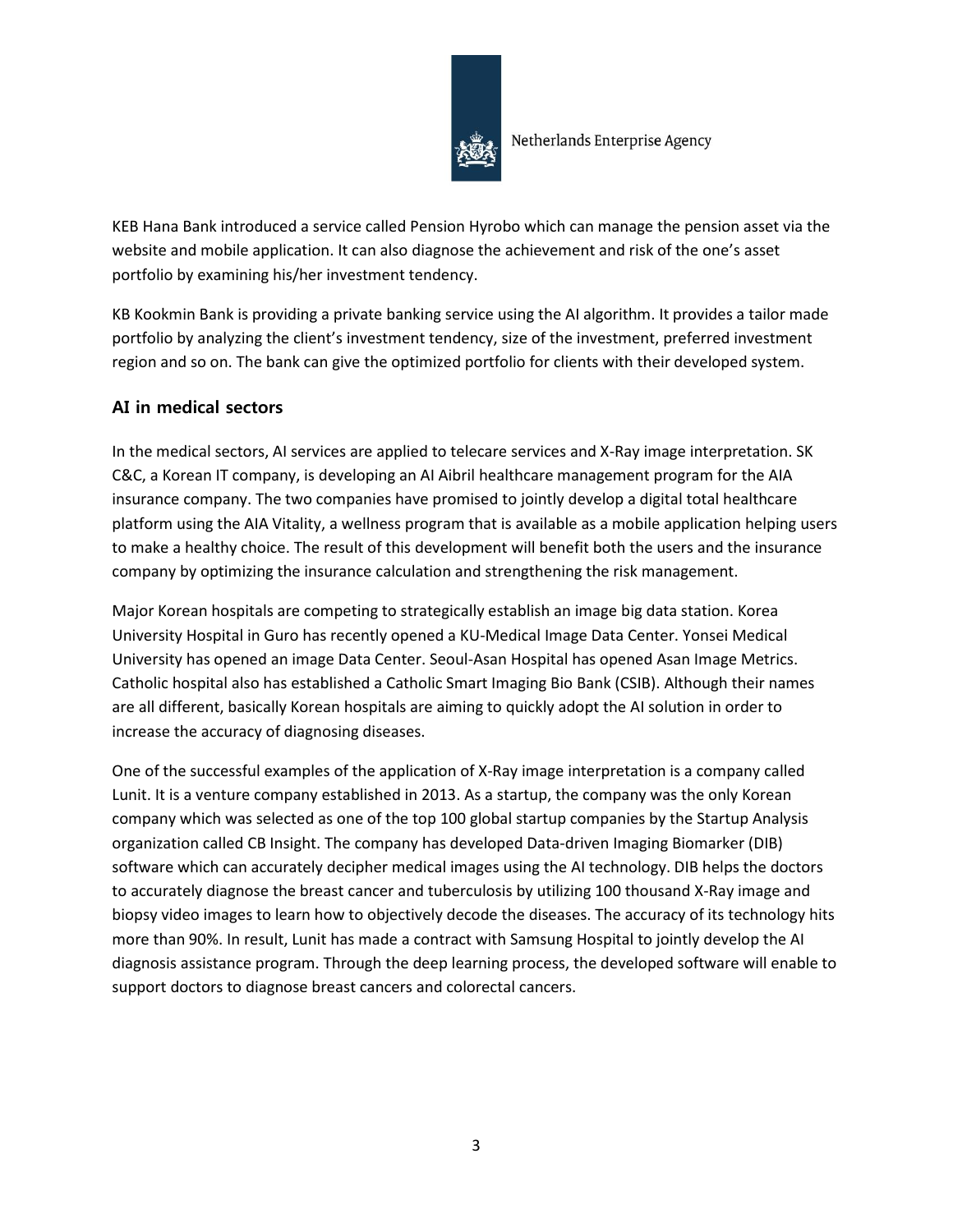KEB Hana Bank introduced a service called Pension Hyrobo which can manage the pension asset via the website and mobile application. It can also diagnose the achievement and risk of the one's asset portfolio by examining his/her investment tendency.

KB Kookmin Bank is providing a private banking service using the AI algorithm. It provides a tailor made portfolio by analyzing the client's investment tendency, size of the investment, preferred investment region and so on. The bank can give the optimized portfolio for clients with their developed system.

## AI in medical sectors

In the medical sectors, AI services are applied to telecare services and X-Ray image interpretation. SK C&C, a Korean IT company, is developing an AI Aibril healthcare management program for the AIA insurance company. The two companies have promised to jointly develop a digital total healthcare platform using the AIA Vitality, a wellness program that is available as a mobile application helping users to make a healthy choice. The result of this development will benefit both the users and the insurance company by optimizing the insurance calculation and strengthening the risk management.

Major Korean hospitals are competing to strategically establish an image big data station. Korea University Hospital in Guro has recently opened a KU-Medical Image Data Center. Yonsei Medical University has opened an image Data Center. Seoul-Asan Hospital has opened Asan Image Metrics. Catholic hospital also has established a Catholic Smart Imaging Bio Bank (CSIB). Although their names are all different, basically Korean hospitals are aiming to quickly adopt the AI solution in order to increase the accuracy of diagnosing diseases.

One of the successful examples of the application of X-Ray image interpretation is a company called Lunit. It is a venture company established in 2013. As a startup, the company was the only Korean company which was selected as one of the top 100 global startup companies by the Startup Analysis organization called CB Insight. The company has developed Data-driven Imaging Biomarker (DIB) software which can accurately decipher medical images using the AI technology. DIB helps the doctors to accurately diagnose the breast cancer and tuberculosis by utilizing 100 thousand X-Ray image and biopsy video images to learn how to objectively decode the diseases. The accuracy of its technology hits more than 90%. In result, Lunit has made a contract with Samsung Hospital to jointly develop the AI diagnosis assistance program. Through the deep learning process, the developed software will enable to support doctors to diagnose breast cancers and colorectal cancers.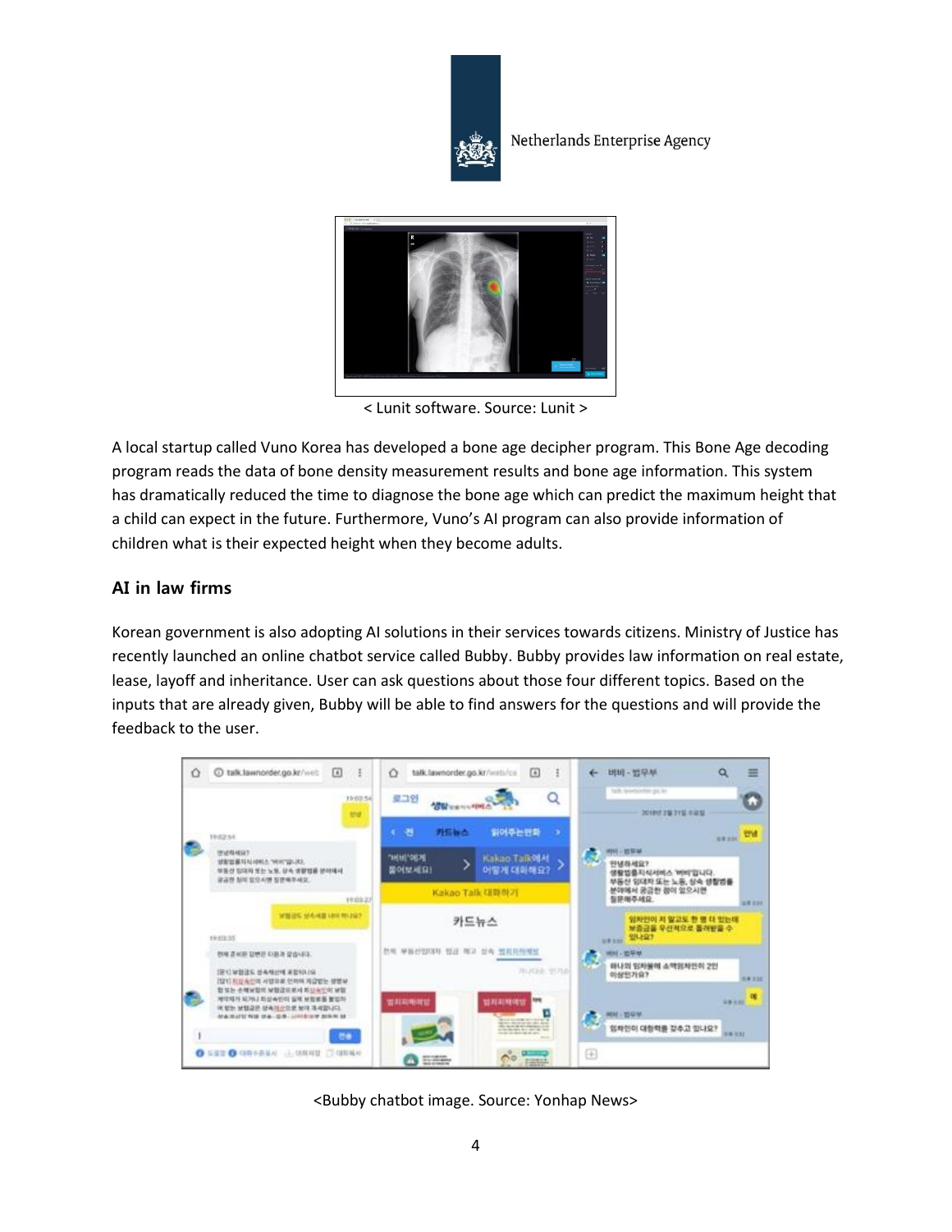< Lunit software. Source: Lunit >

A local startup called Vuno Korea has developed a bone age decipher program. This Bone Age decoding program reads the data of bone density measurement results and bone age information. This system has dramatically reduced the time to diagnose the bone age which can predict the maximum height that a child can expect in the future. Furthermore, Vuno's AI program can also provide information of children what is their expected height when they become adults.

## AI in law firms

Korean government is also adopting AI solutions in their services towards citizens. Ministry of Justice has recently launched an online chatbot service called Bubby. Bubby provides law information on real estate, lease, layoff and inheritance. User can ask questions about those four different topics. Based on the inputs that are already given, Bubby will be able to find answers for the questions and will provide the feedback to the user.

<Bubby chatbot image. Source: Yonhap News>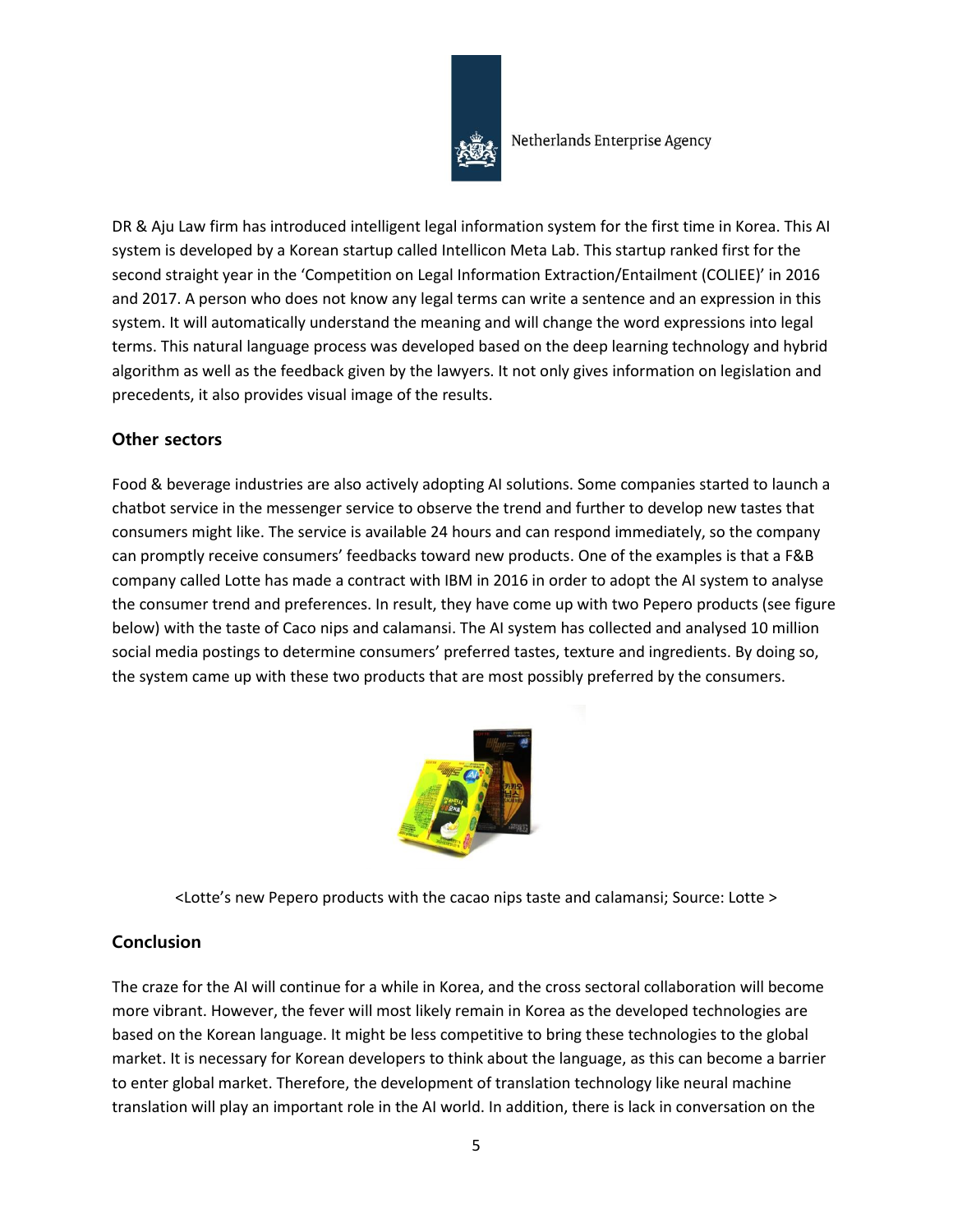DR & Aju Law firm has introduced intelligent legal information system for the first time in Korea. This AI system is developed by a Korean startup called Intellicon Meta Lab. This startup ranked first for the second straight year in the 'Competition on Legal Information Extraction/Entailment (COLIEE)' in 2016 and 2017. A person who does not know any legal terms can write a sentence and an expression in this system. It will automatically understand the meaning and will change the word expressions into legal terms. This natural language process was developed based on the deep learning technology and hybrid algorithm as well as the feedback given by the lawyers. It not only gives information on legislation and precedents, it also provides visual image of the results.

## Other sectors

Food & beverage industries are also actively adopting AI solutions. Some companies started to launch a chatbot service in the messenger service to observe the trend and further to develop new tastes that consumers might like. The service is available 24 hours and can respond immediately, so the company can promptly receive consumers' feedbacks toward new products. One of the examples is that a F&B company called Lotte has made a contract with IBM in 2016 in order to adopt the AI system to analyse the consumer trend and preferences. In result, they have come up with two Pepero products (see figure below) with the taste of Caco nips and calamansi. The AI system has collected and analysed 10 million social media postings to determine consumers' preferred tastes, texture and ingredients. By doing so, the system came up with these two products that are most possibly preferred by the consumers.

<Lotte's new Pepero products with the cacao nips taste and calamansi; Source: Lotte >

## Conclusion

The craze for the AI will continue for a while in Korea, and the cross sectoral collaboration will become more vibrant. However, the fever will most likely remain in Korea as the developed technologies are based on the Korean language. It might be less competitive to bring these technologies to the global market. It is necessary for Korean developers to think about the language, as this can become a barrier to enter global market. Therefore, the development of translation technology like neural machine translation will play an important role in the AI world. In addition, there is lack in conversation on the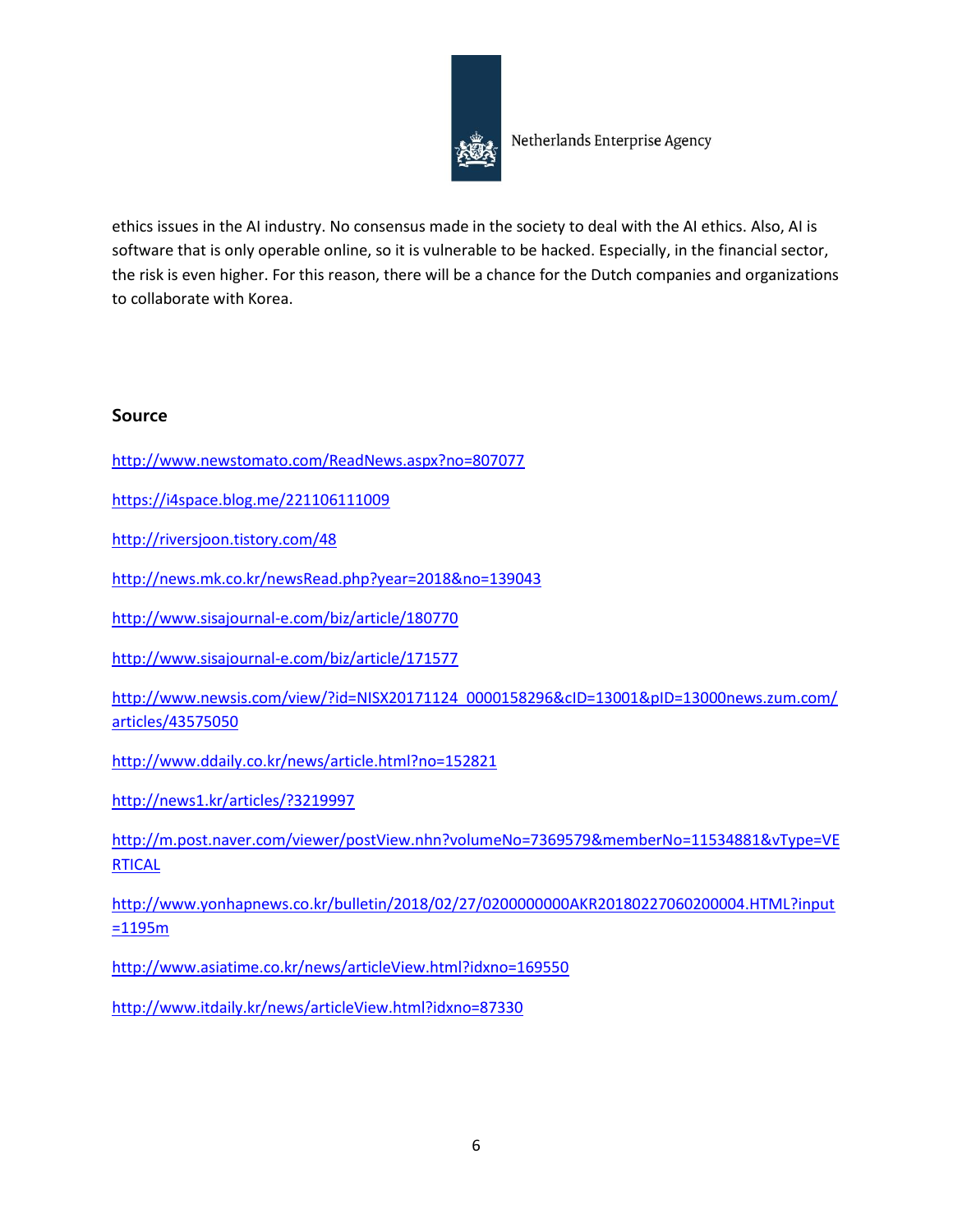ethics issues in the AI industry. No consensus made in the society to deal with the AI ethics. Also, AI is software that is only operable online, so it is vulnerable to be hacked. Especially, in the financial sector, the risk is even higher. For this reason, there will be a chance for the Dutch companies and organizations to collaborate with Korea.

### Source

http://www.newstomato.com/ReadNews.aspx?no=807077

https://i4space.blog.me/221106111009

http://riversjoon.tistory.com/48

http://news.mk.co.kr/newsRead.php?year=2018&no=139043

http://www.sisajournal-e.com/biz/article/180770

http://www.sisajournal-e.com/biz/article/171577

http://www.newsis.com/view/?id=NISX20171124_0000158296&cID=13001&pID=13000news.zum.com/articles/43575050

http://www.ddaily.co.kr/news/article.html?no=152821

http://news1.kr/articles/?3219997

http://m.post.naver.com/viewer/postView.nhn?volumeNo=7369579&memberNo=11534881&vType=VERTICAL

http://www.yonhapnews.co.kr/bulletin/2018/02/27/0200000000AKR20180227060200004.HTML?input=1195m

http://www.asiatime.co.kr/news/articleView.html?idxno=169550

http://www.itdaily.kr/news/articleView.html?idxno=87330